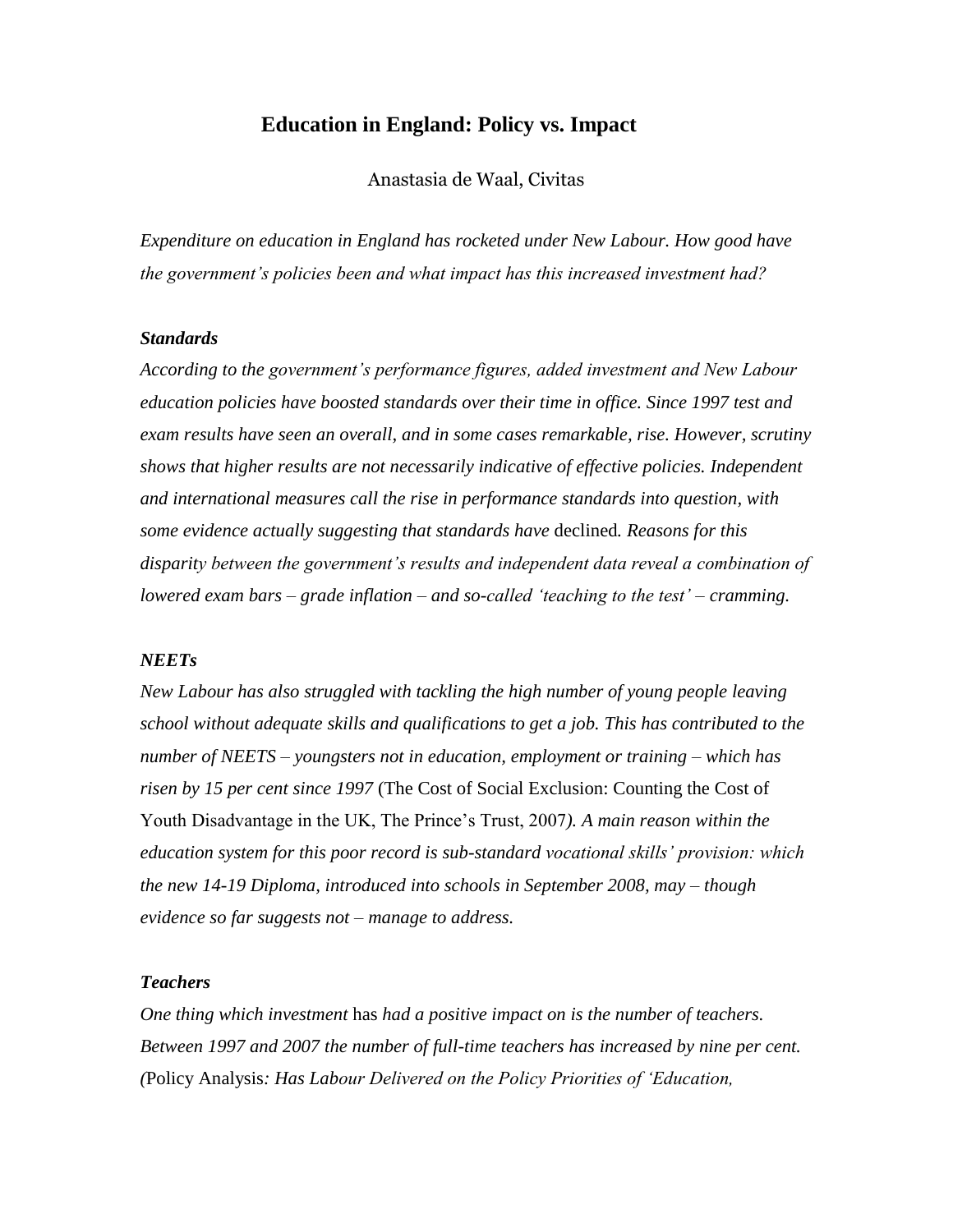# Education in England: Policy vs. Impact

Anastasia de Waal, Civitas

*Expenditure on education in England has rocketed under New Labour. How good have the government's policies been and what impact has this increased investment had?*

***Standards***

*According to the government's performance figures, added investment and New Labour education policies have boosted standards over their time in office. Since 1997 test and exam results have seen an overall, and in some cases remarkable, rise. However, scrutiny shows that higher results are not necessarily indicative of effective policies. Independent and international measures call the rise in performance standards into question, with some evidence actually suggesting that standards have* declined*. Reasons for this disparity between the government's results and independent data reveal a combination of lowered exam bars – grade inflation – and so-called 'teaching to the test' – cramming.*

***NEETs***

*New Labour has also struggled with tackling the high number of young people leaving school without adequate skills and qualifications to get a job. This has contributed to the number of NEETS – youngsters not in education, employment or training – which has risen by 15 per cent since 1997* (The Cost of Social Exclusion: Counting the Cost of Youth Disadvantage in the UK, The Prince's Trust, 2007*). A main reason within the education system for this poor record is sub-standard vocational skills' provision: which the new 14-19 Diploma, introduced into schools in September 2008, may – though evidence so far suggests not – manage to address.*

***Teachers***

*One thing which investment* has *had a positive impact on is the number of teachers. Between 1997 and 2007 the number of full-time teachers has increased by nine per cent. (*Policy Analysis*: Has Labour Delivered on the Policy Priorities of 'Education,*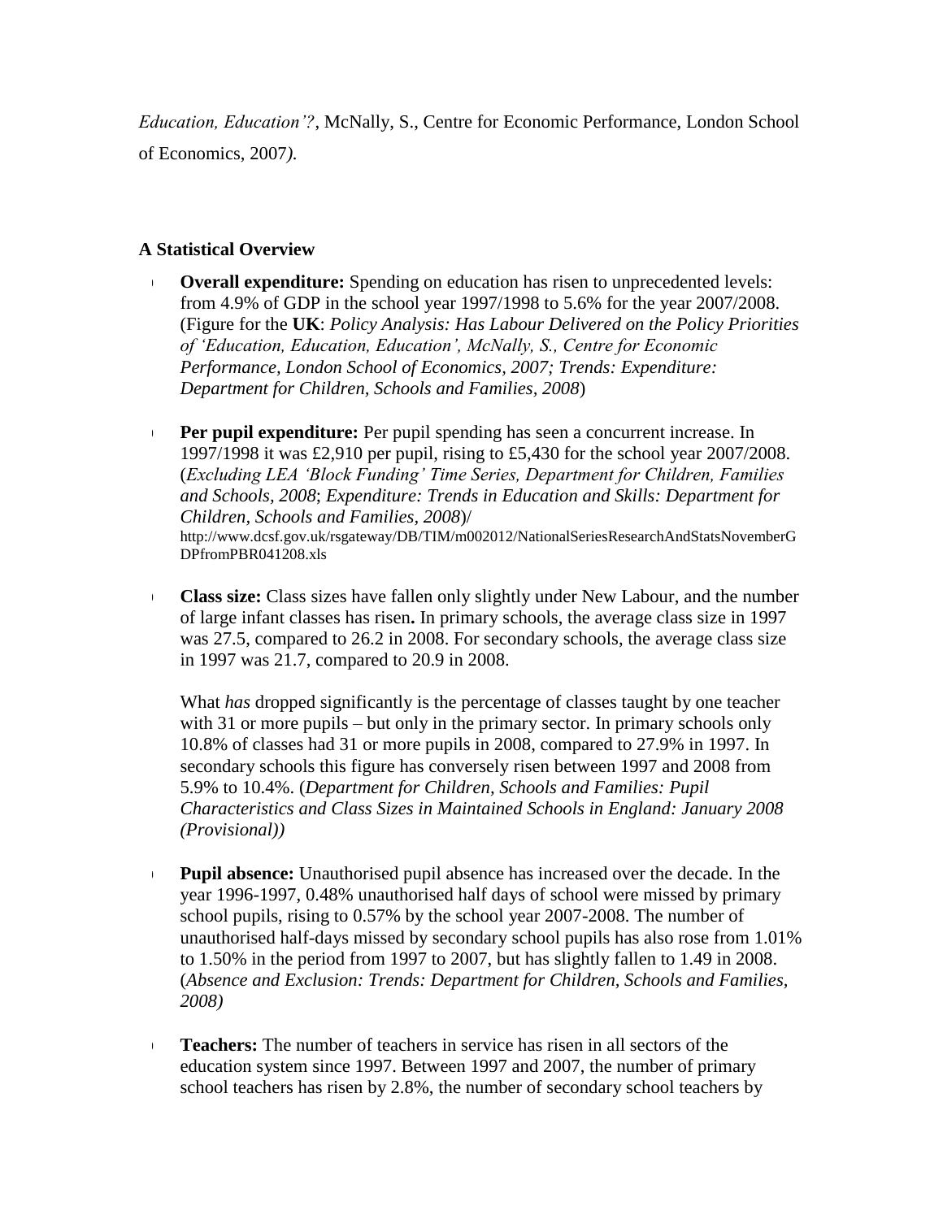*Education, Education'?*, McNally, S., Centre for Economic Performance, London School of Economics, 2007*).*

### A Statistical Overview

- **Overall expenditure:** Spending on education has risen to unprecedented levels: from 4.9% of GDP in the school year 1997/1998 to 5.6% for the year 2007/2008. (Figure for the **UK**: *Policy Analysis: Has Labour Delivered on the Policy Priorities of 'Education, Education, Education', McNally, S., Centre for Economic Performance, London School of Economics, 2007; Trends: Expenditure: Department for Children, Schools and Families, 2008*)

- **Per pupil expenditure:** Per pupil spending has seen a concurrent increase. In 1997/1998 it was £2,910 per pupil, rising to £5,430 for the school year 2007/2008. (*Excluding LEA 'Block Funding' Time Series, Department for Children, Families and Schools, 2008*; *Expenditure: Trends in Education and Skills: Department for Children, Schools and Families, 2008*)/ http://www.dcsf.gov.uk/rsgateway/DB/TIM/m002012/NationalSeriesResearchAndStatsNovemberGDPfromPBR041208.xls

- **Class size:** Class sizes have fallen only slightly under New Labour, and the number of large infant classes has risen**.** In primary schools, the average class size in 1997 was 27.5, compared to 26.2 in 2008. For secondary schools, the average class size in 1997 was 21.7, compared to 20.9 in 2008.

  What *has* dropped significantly is the percentage of classes taught by one teacher with 31 or more pupils – but only in the primary sector. In primary schools only 10.8% of classes had 31 or more pupils in 2008, compared to 27.9% in 1997. In secondary schools this figure has conversely risen between 1997 and 2008 from 5.9% to 10.4%. (*Department for Children, Schools and Families: Pupil Characteristics and Class Sizes in Maintained Schools in England: January 2008 (Provisional))*

- **Pupil absence:** Unauthorised pupil absence has increased over the decade. In the year 1996-1997, 0.48% unauthorised half days of school were missed by primary school pupils, rising to 0.57% by the school year 2007-2008. The number of unauthorised half-days missed by secondary school pupils has also rose from 1.01% to 1.50% in the period from 1997 to 2007, but has slightly fallen to 1.49 in 2008. (*Absence and Exclusion: Trends: Department for Children, Schools and Families, 2008)*

- **Teachers:** The number of teachers in service has risen in all sectors of the education system since 1997. Between 1997 and 2007, the number of primary school teachers has risen by 2.8%, the number of secondary school teachers by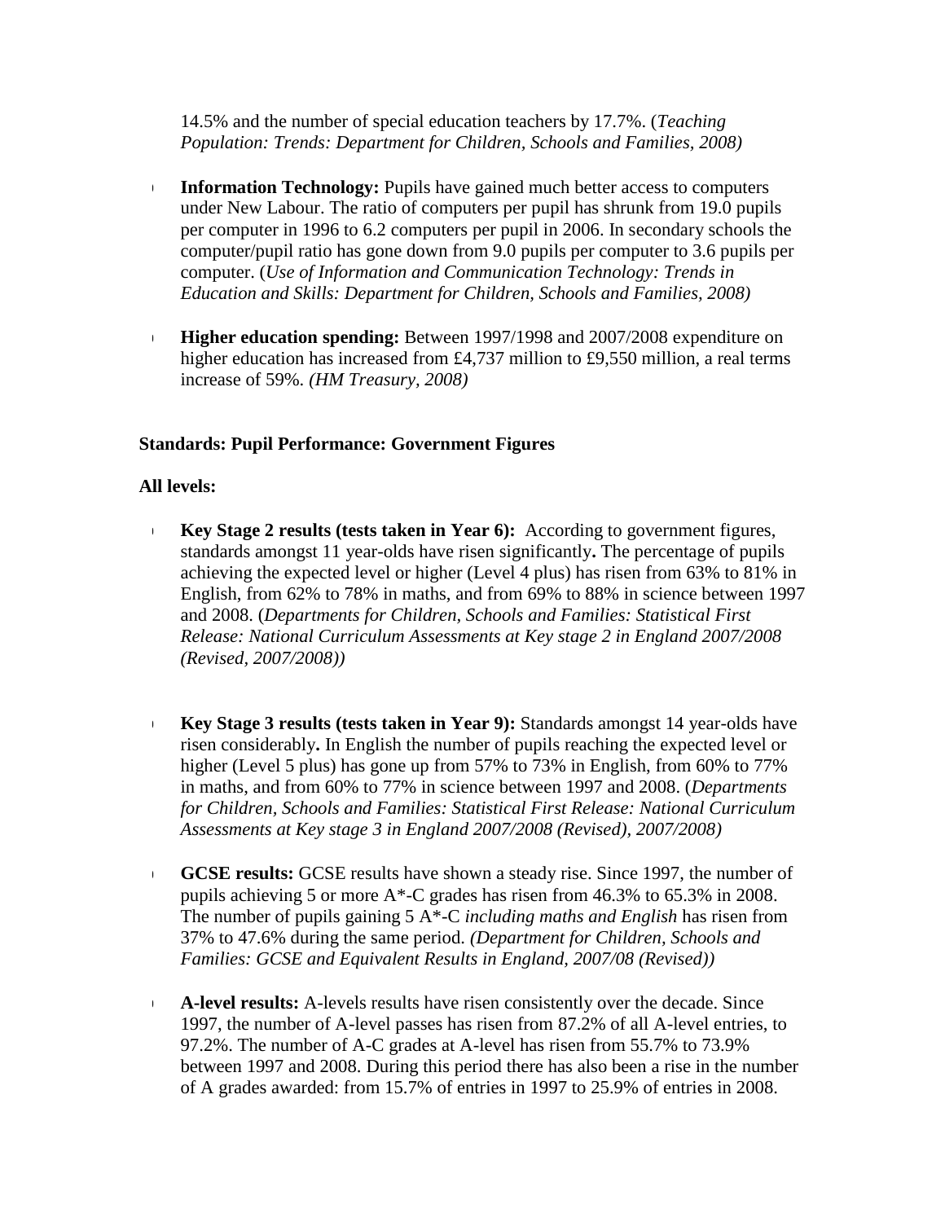14.5% and the number of special education teachers by 17.7%. (*Teaching Population: Trends: Department for Children, Schools and Families, 2008)*

- **Information Technology:** Pupils have gained much better access to computers under New Labour. The ratio of computers per pupil has shrunk from 19.0 pupils per computer in 1996 to 6.2 computers per pupil in 2006. In secondary schools the computer/pupil ratio has gone down from 9.0 pupils per computer to 3.6 pupils per computer. (*Use of Information and Communication Technology: Trends in Education and Skills: Department for Children, Schools and Families, 2008)*

- **Higher education spending:** Between 1997/1998 and 2007/2008 expenditure on higher education has increased from £4,737 million to £9,550 million, a real terms increase of 59%. *(HM Treasury, 2008)*

**Standards: Pupil Performance: Government Figures**

**All levels:**

- **Key Stage 2 results (tests taken in Year 6):** According to government figures, standards amongst 11 year-olds have risen significantly**.** The percentage of pupils achieving the expected level or higher (Level 4 plus) has risen from 63% to 81% in English, from 62% to 78% in maths, and from 69% to 88% in science between 1997 and 2008. (*Departments for Children, Schools and Families: Statistical First Release: National Curriculum Assessments at Key stage 2 in England 2007/2008 (Revised, 2007/2008))*

- **Key Stage 3 results (tests taken in Year 9):** Standards amongst 14 year-olds have risen considerably**.** In English the number of pupils reaching the expected level or higher (Level 5 plus) has gone up from 57% to 73% in English, from 60% to 77% in maths, and from 60% to 77% in science between 1997 and 2008. (*Departments for Children, Schools and Families: Statistical First Release: National Curriculum Assessments at Key stage 3 in England 2007/2008 (Revised), 2007/2008)*

- **GCSE results:** GCSE results have shown a steady rise. Since 1997, the number of pupils achieving 5 or more A*-C grades has risen from 46.3% to 65.3% in 2008. The number of pupils gaining 5 A*-C *including maths and English* has risen from 37% to 47.6% during the same period. *(Department for Children, Schools and Families: GCSE and Equivalent Results in England, 2007/08 (Revised))*

- **A-level results:** A-levels results have risen consistently over the decade. Since 1997, the number of A-level passes has risen from 87.2% of all A-level entries, to 97.2%. The number of A-C grades at A-level has risen from 55.7% to 73.9% between 1997 and 2008. During this period there has also been a rise in the number of A grades awarded: from 15.7% of entries in 1997 to 25.9% of entries in 2008.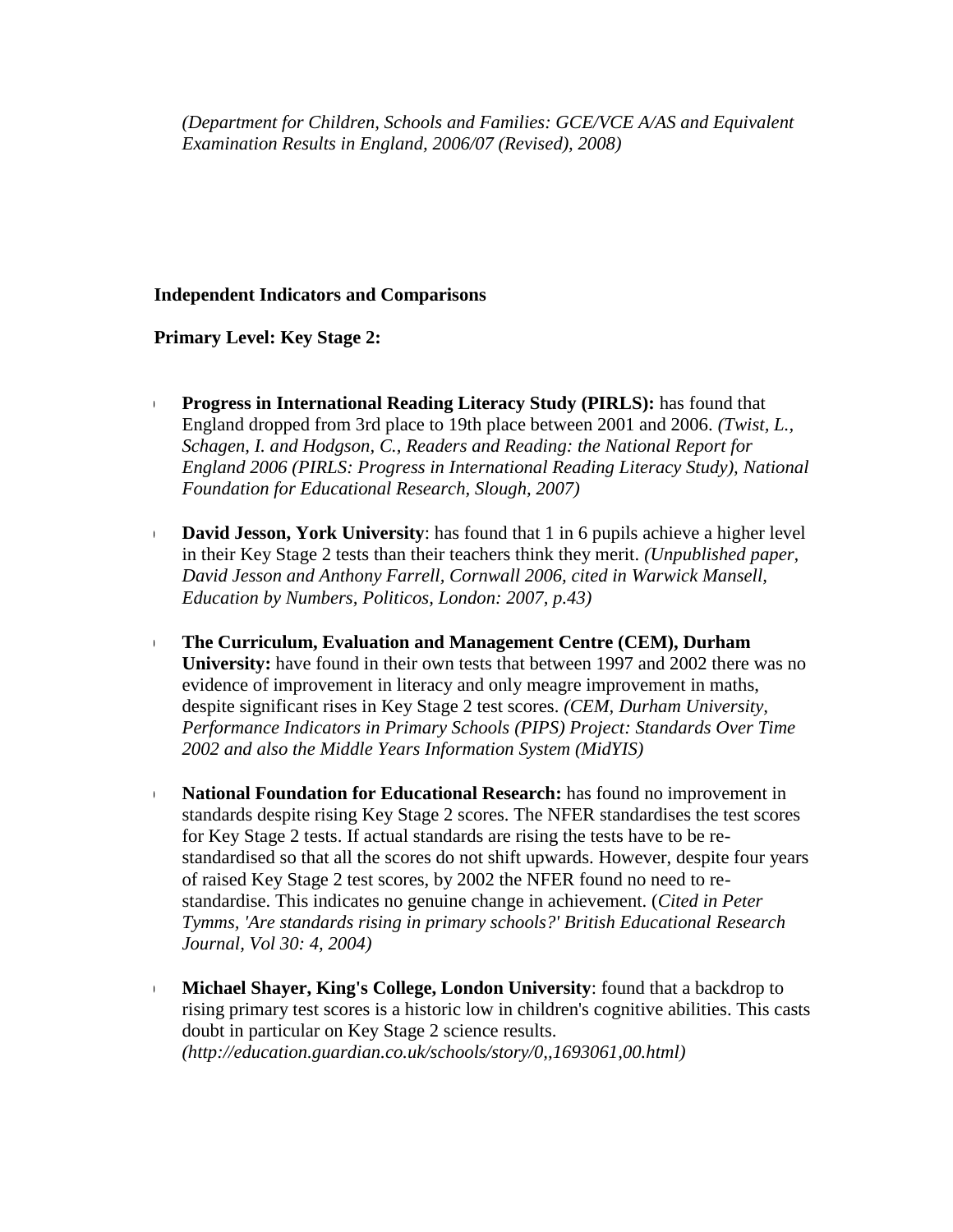*(Department for Children, Schools and Families: GCE/VCE A/AS and Equivalent Examination Results in England, 2006/07 (Revised), 2008)*

**Independent Indicators and Comparisons**

**Primary Level: Key Stage 2:**

- **Progress in International Reading Literacy Study (PIRLS):** has found that England dropped from 3rd place to 19th place between 2001 and 2006. *(Twist, L., Schagen, I. and Hodgson, C., Readers and Reading: the National Report for England 2006 (PIRLS: Progress in International Reading Literacy Study), National Foundation for Educational Research, Slough, 2007)*

- **David Jesson, York University**: has found that 1 in 6 pupils achieve a higher level in their Key Stage 2 tests than their teachers think they merit. *(Unpublished paper, David Jesson and Anthony Farrell, Cornwall 2006, cited in Warwick Mansell, Education by Numbers, Politicos, London: 2007, p.43)*

- **The Curriculum, Evaluation and Management Centre (CEM), Durham University:** have found in their own tests that between 1997 and 2002 there was no evidence of improvement in literacy and only meagre improvement in maths, despite significant rises in Key Stage 2 test scores. *(CEM, Durham University, Performance Indicators in Primary Schools (PIPS) Project: Standards Over Time 2002 and also the Middle Years Information System (MidYIS)*

- **National Foundation for Educational Research:** has found no improvement in standards despite rising Key Stage 2 scores. The NFER standardises the test scores for Key Stage 2 tests. If actual standards are rising the tests have to be re-standardised so that all the scores do not shift upwards. However, despite four years of raised Key Stage 2 test scores, by 2002 the NFER found no need to re-standardise. This indicates no genuine change in achievement. (*Cited in Peter Tymms, 'Are standards rising in primary schools?' British Educational Research Journal, Vol 30: 4, 2004)*

- **Michael Shayer, King's College, London University**: found that a backdrop to rising primary test scores is a historic low in children's cognitive abilities. This casts doubt in particular on Key Stage 2 science results. *(http://education.guardian.co.uk/schools/story/0,,1693061,00.html)*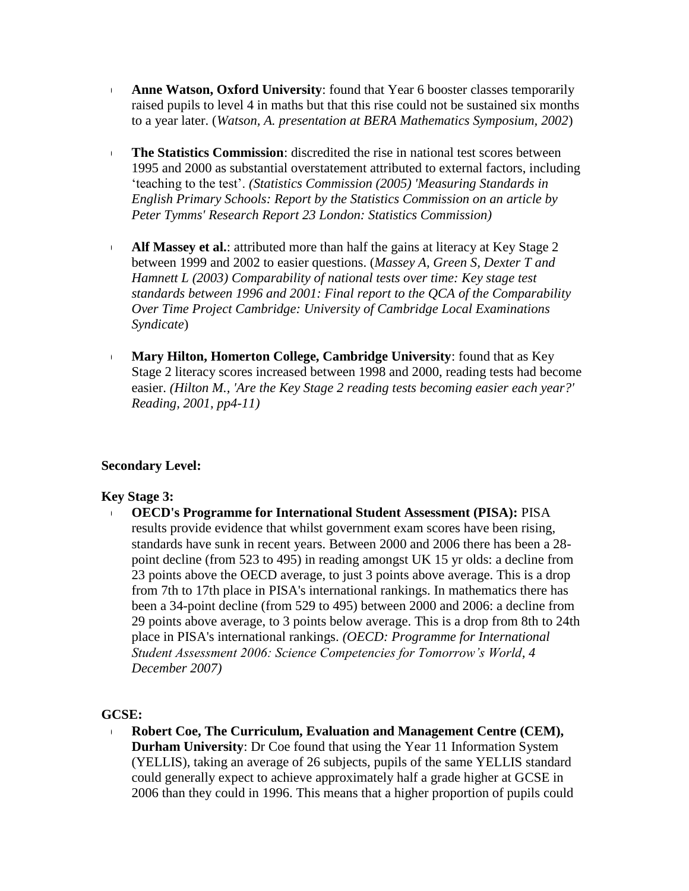- **Anne Watson, Oxford University**: found that Year 6 booster classes temporarily raised pupils to level 4 in maths but that this rise could not be sustained six months to a year later. (*Watson, A. presentation at BERA Mathematics Symposium, 2002*)

- **The Statistics Commission**: discredited the rise in national test scores between 1995 and 2000 as substantial overstatement attributed to external factors, including 'teaching to the test'. *(Statistics Commission (2005) 'Measuring Standards in English Primary Schools: Report by the Statistics Commission on an article by Peter Tymms' Research Report 23 London: Statistics Commission)*

- **Alf Massey et al.**: attributed more than half the gains at literacy at Key Stage 2 between 1999 and 2002 to easier questions. (*Massey A, Green S, Dexter T and Hamnett L (2003) Comparability of national tests over time: Key stage test standards between 1996 and 2001: Final report to the QCA of the Comparability Over Time Project Cambridge: University of Cambridge Local Examinations Syndicate*)

- **Mary Hilton, Homerton College, Cambridge University**: found that as Key Stage 2 literacy scores increased between 1998 and 2000, reading tests had become easier. *(Hilton M., 'Are the Key Stage 2 reading tests becoming easier each year?' Reading, 2001, pp4-11)*

**Secondary Level:**

**Key Stage 3:**

- **OECD's Programme for International Student Assessment (PISA):** PISA results provide evidence that whilst government exam scores have been rising, standards have sunk in recent years. Between 2000 and 2006 there has been a 28-point decline (from 523 to 495) in reading amongst UK 15 yr olds: a decline from 23 points above the OECD average, to just 3 points above average. This is a drop from 7th to 17th place in PISA's international rankings. In mathematics there has been a 34-point decline (from 529 to 495) between 2000 and 2006: a decline from 29 points above average, to 3 points below average. This is a drop from 8th to 24th place in PISA's international rankings. *(OECD: Programme for International Student Assessment 2006: Science Competencies for Tomorrow's World, 4 December 2007)*

**GCSE:**

- **Robert Coe, The Curriculum, Evaluation and Management Centre (CEM), Durham University**: Dr Coe found that using the Year 11 Information System (YELLIS), taking an average of 26 subjects, pupils of the same YELLIS standard could generally expect to achieve approximately half a grade higher at GCSE in 2006 than they could in 1996. This means that a higher proportion of pupils could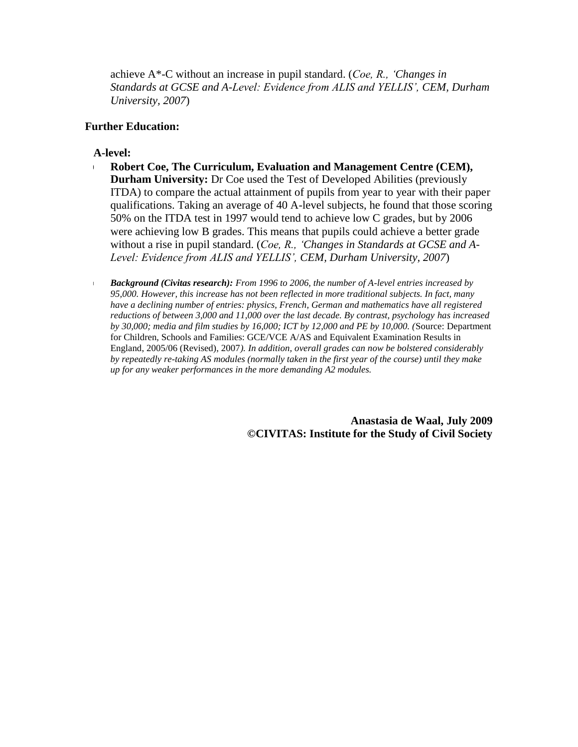achieve A*-C without an increase in pupil standard. (*Coe, R., 'Changes in Standards at GCSE and A-Level: Evidence from ALIS and YELLIS', CEM, Durham University, 2007*)

**Further Education:**

**A-level:**

- **Robert Coe, The Curriculum, Evaluation and Management Centre (CEM), Durham University:** Dr Coe used the Test of Developed Abilities (previously ITDA) to compare the actual attainment of pupils from year to year with their paper qualifications. Taking an average of 40 A-level subjects, he found that those scoring 50% on the ITDA test in 1997 would tend to achieve low C grades, but by 2006 were achieving low B grades. This means that pupils could achieve a better grade without a rise in pupil standard. (*Coe, R., 'Changes in Standards at GCSE and A-Level: Evidence from ALIS and YELLIS', CEM, Durham University, 2007*)

- ***Background (Civitas research):*** *From 1996 to 2006, the number of A-level entries increased by 95,000. However, this increase has not been reflected in more traditional subjects. In fact, many have a declining number of entries: physics, French, German and mathematics have all registered reductions of between 3,000 and 11,000 over the last decade. By contrast, psychology has increased by 30,000; media and film studies by 16,000; ICT by 12,000 and PE by 10,000. (*Source: Department for Children, Schools and Families: GCE/VCE A/AS and Equivalent Examination Results in England, 2005/06 (Revised), 2007*). In addition, overall grades can now be bolstered considerably by repeatedly re-taking AS modules (normally taken in the first year of the course) until they make up for any weaker performances in the more demanding A2 modules.*

**Anastasia de Waal, July 2009**
**©CIVITAS: Institute for the Study of Civil Society**